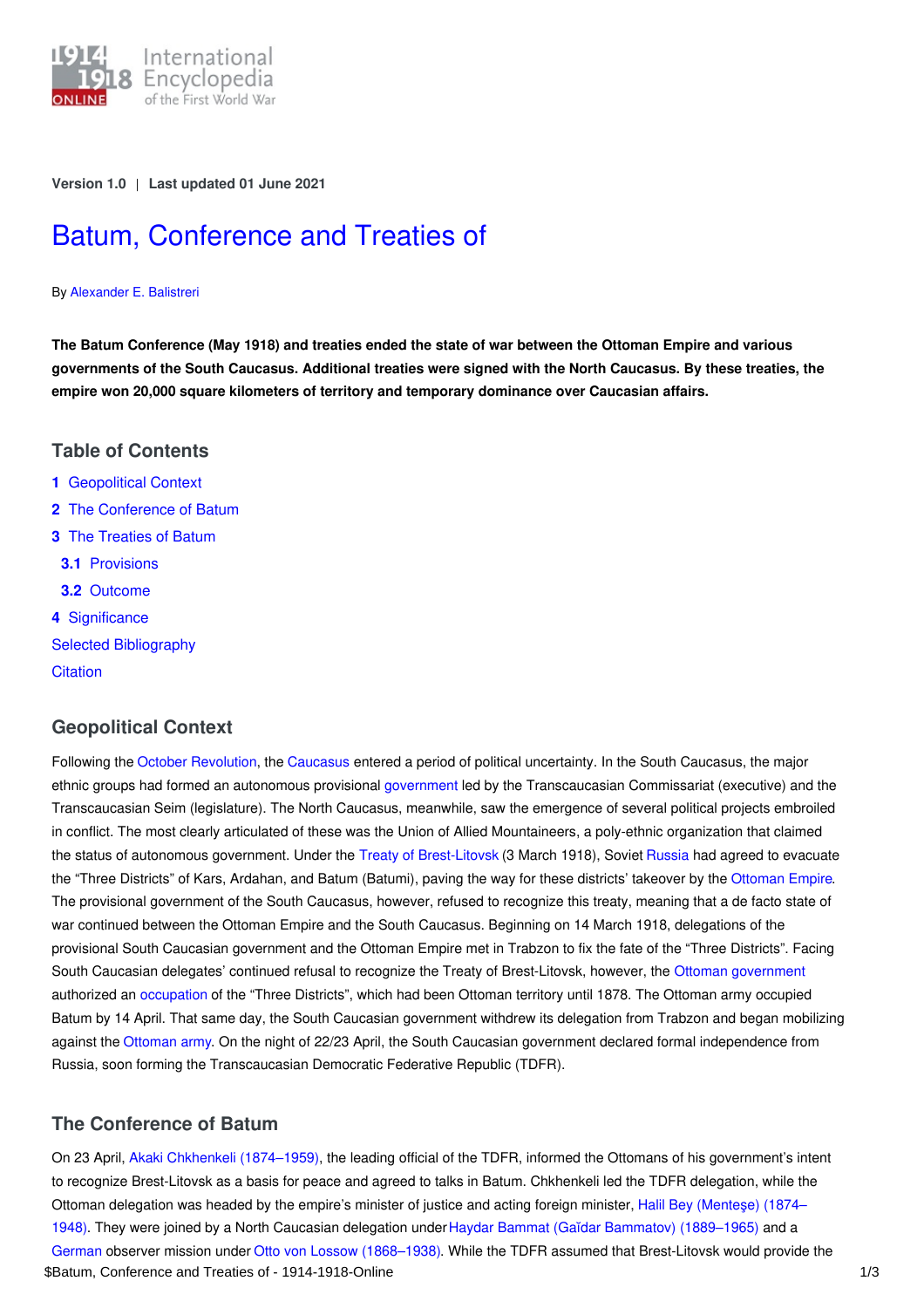Version 1.0 | Last updated 01 June 2021

# Batum, Conference and Treaties of

By Alexander E. Balistreri

**The Batum Conference (May 1918) and treaties ended the state of war between the Ottoman Empire and various governments of the South Caucasus. Additional treaties were signed with the North Caucasus. By these treaties, the empire won 20,000 square kilometers of territory and temporary dominance over Caucasian affairs.**

## Table of Contents

1 Geopolitical Context
2 The Conference of Batum
3 The Treaties of Batum
  3.1 Provisions
  3.2 Outcome
4 Significance
Selected Bibliography
Citation

## Geopolitical Context

Following the October Revolution, the Caucasus entered a period of political uncertainty. In the South Caucasus, the major ethnic groups had formed an autonomous provisional government led by the Transcaucasian Commissariat (executive) and the Transcaucasian Seim (legislature). The North Caucasus, meanwhile, saw the emergence of several political projects embroiled in conflict. The most clearly articulated of these was the Union of Allied Mountaineers, a poly-ethnic organization that claimed the status of autonomous government. Under the Treaty of Brest-Litovsk (3 March 1918), Soviet Russia had agreed to evacuate the "Three Districts" of Kars, Ardahan, and Batum (Batumi), paving the way for these districts' takeover by the Ottoman Empire. The provisional government of the South Caucasus, however, refused to recognize this treaty, meaning that a de facto state of war continued between the Ottoman Empire and the South Caucasus. Beginning on 14 March 1918, delegations of the provisional South Caucasian government and the Ottoman Empire met in Trabzon to fix the fate of the "Three Districts". Facing South Caucasian delegates' continued refusal to recognize the Treaty of Brest-Litovsk, however, the Ottoman government authorized an occupation of the "Three Districts", which had been Ottoman territory until 1878. The Ottoman army occupied Batum by 14 April. That same day, the South Caucasian government withdrew its delegation from Trabzon and began mobilizing against the Ottoman army. On the night of 22/23 April, the South Caucasian government declared formal independence from Russia, soon forming the Transcaucasian Democratic Federative Republic (TDFR).

## The Conference of Batum

On 23 April, Akaki Chkhenkeli (1874–1959), the leading official of the TDFR, informed the Ottomans of his government's intent to recognize Brest-Litovsk as a basis for peace and agreed to talks in Batum. Chkhenkeli led the TDFR delegation, while the Ottoman delegation was headed by the empire's minister of justice and acting foreign minister, Halil Bey (Menteşe) (1874–1948). They were joined by a North Caucasian delegation under Haydar Bammat (Gaïdar Bammatov) (1889–1965) and a German observer mission under Otto von Lossow (1868–1938). While the TDFR assumed that Brest-Litovsk would provide the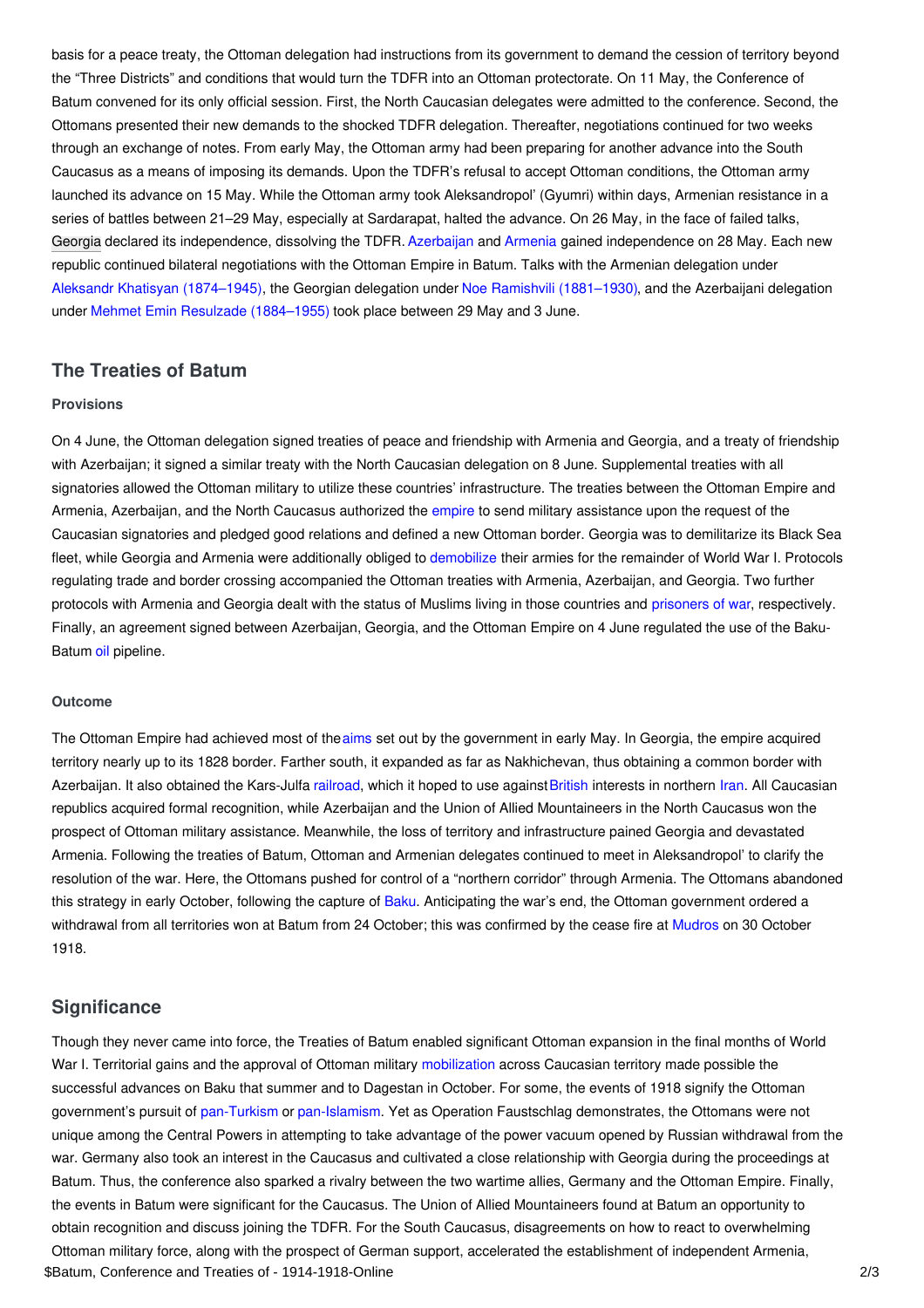basis for a peace treaty, the Ottoman delegation had instructions from its government to demand the cession of territory beyond the "Three Districts" and conditions that would turn the TDFR into an Ottoman protectorate. On 11 May, the Conference of Batum convened for its only official session. First, the North Caucasian delegates were admitted to the conference. Second, the Ottomans presented their new demands to the shocked TDFR delegation. Thereafter, negotiations continued for two weeks through an exchange of notes. From early May, the Ottoman army had been preparing for another advance into the South Caucasus as a means of imposing its demands. Upon the TDFR's refusal to accept Ottoman conditions, the Ottoman army launched its advance on 15 May. While the Ottoman army took Aleksandropol' (Gyumri) within days, Armenian resistance in a series of battles between 21–29 May, especially at Sardarapat, halted the advance. On 26 May, in the face of failed talks, Georgia declared its independence, dissolving the TDFR. Azerbaijan and Armenia gained independence on 28 May. Each new republic continued bilateral negotiations with the Ottoman Empire in Batum. Talks with the Armenian delegation under Aleksandr Khatisyan (1874–1945), the Georgian delegation under Noe Ramishvili (1881–1930), and the Azerbaijani delegation under Mehmet Emin Resulzade (1884–1955) took place between 29 May and 3 June.

## The Treaties of Batum

### Provisions

On 4 June, the Ottoman delegation signed treaties of peace and friendship with Armenia and Georgia, and a treaty of friendship with Azerbaijan; it signed a similar treaty with the North Caucasian delegation on 8 June. Supplemental treaties with all signatories allowed the Ottoman military to utilize these countries' infrastructure. The treaties between the Ottoman Empire and Armenia, Azerbaijan, and the North Caucasus authorized the empire to send military assistance upon the request of the Caucasian signatories and pledged good relations and defined a new Ottoman border. Georgia was to demilitarize its Black Sea fleet, while Georgia and Armenia were additionally obliged to demobilize their armies for the remainder of World War I. Protocols regulating trade and border crossing accompanied the Ottoman treaties with Armenia, Azerbaijan, and Georgia. Two further protocols with Armenia and Georgia dealt with the status of Muslims living in those countries and prisoners of war, respectively. Finally, an agreement signed between Azerbaijan, Georgia, and the Ottoman Empire on 4 June regulated the use of the Baku-Batum oil pipeline.

### Outcome

The Ottoman Empire had achieved most of the aims set out by the government in early May. In Georgia, the empire acquired territory nearly up to its 1828 border. Farther south, it expanded as far as Nakhichevan, thus obtaining a common border with Azerbaijan. It also obtained the Kars-Julfa railroad, which it hoped to use against British interests in northern Iran. All Caucasian republics acquired formal recognition, while Azerbaijan and the Union of Allied Mountaineers in the North Caucasus won the prospect of Ottoman military assistance. Meanwhile, the loss of territory and infrastructure pained Georgia and devastated Armenia. Following the treaties of Batum, Ottoman and Armenian delegates continued to meet in Aleksandropol' to clarify the resolution of the war. Here, the Ottomans pushed for control of a "northern corridor" through Armenia. The Ottomans abandoned this strategy in early October, following the capture of Baku. Anticipating the war's end, the Ottoman government ordered a withdrawal from all territories won at Batum from 24 October; this was confirmed by the cease fire at Mudros on 30 October 1918.

## Significance

Though they never came into force, the Treaties of Batum enabled significant Ottoman expansion in the final months of World War I. Territorial gains and the approval of Ottoman military mobilization across Caucasian territory made possible the successful advances on Baku that summer and to Dagestan in October. For some, the events of 1918 signify the Ottoman government's pursuit of pan-Turkism or pan-Islamism. Yet as Operation Faustschlag demonstrates, the Ottomans were not unique among the Central Powers in attempting to take advantage of the power vacuum opened by Russian withdrawal from the war. Germany also took an interest in the Caucasus and cultivated a close relationship with Georgia during the proceedings at Batum. Thus, the conference also sparked a rivalry between the two wartime allies, Germany and the Ottoman Empire. Finally, the events in Batum were significant for the Caucasus. The Union of Allied Mountaineers found at Batum an opportunity to obtain recognition and discuss joining the TDFR. For the South Caucasus, disagreements on how to react to overwhelming Ottoman military force, along with the prospect of German support, accelerated the establishment of independent Armenia,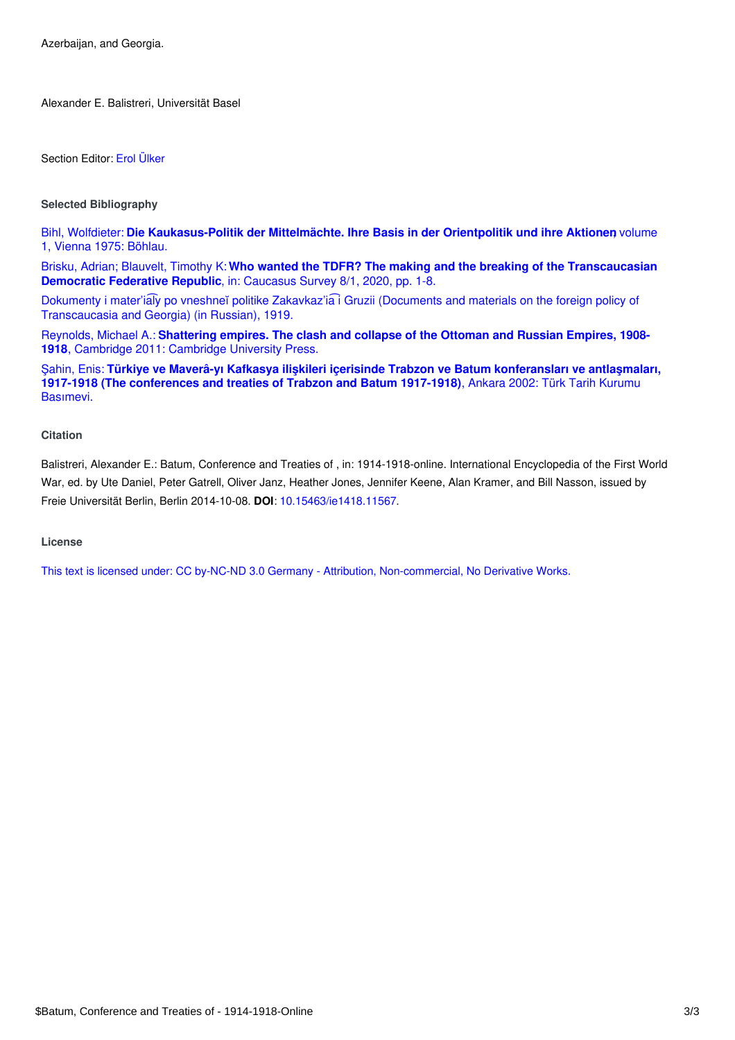Azerbaijan, and Georgia.

Alexander E. Balistreri, Universität Basel

Section Editor: Erol Ülker

### Selected Bibliography

Bihl, Wolfdieter: **Die Kaukasus-Politik der Mittelmächte. Ihre Basis in der Orientpolitik und ihre Aktionen**, volume 1, Vienna 1975: Böhlau.

Brisku, Adrian; Blauvelt, Timothy K: **Who wanted the TDFR? The making and the breaking of the Transcaucasian Democratic Federative Republic**, in: Caucasus Survey 8/1, 2020, pp. 1-8.

Dokumenty i mater'i͡aly po vneshneĭ politike Zakavkaz'i͡a i Gruzii (Documents and materials on the foreign policy of Transcaucasia and Georgia) (in Russian), 1919.

Reynolds, Michael A.: **Shattering empires. The clash and collapse of the Ottoman and Russian Empires, 1908-1918**, Cambridge 2011: Cambridge University Press.

Şahin, Enis: **Türkiye ve Maverâ-yı Kafkasya ilişkileri içerisinde Trabzon ve Batum konferansları ve antlaşmaları, 1917-1918 (The conferences and treaties of Trabzon and Batum 1917-1918)**, Ankara 2002: Türk Tarih Kurumu Basımevi.

### Citation

Balistreri, Alexander E.: Batum, Conference and Treaties of , in: 1914-1918-online. International Encyclopedia of the First World War, ed. by Ute Daniel, Peter Gatrell, Oliver Janz, Heather Jones, Jennifer Keene, Alan Kramer, and Bill Nasson, issued by Freie Universität Berlin, Berlin 2014-10-08. **DOI**: 10.15463/ie1418.11567.

### License

This text is licensed under: CC by-NC-ND 3.0 Germany - Attribution, Non-commercial, No Derivative Works.